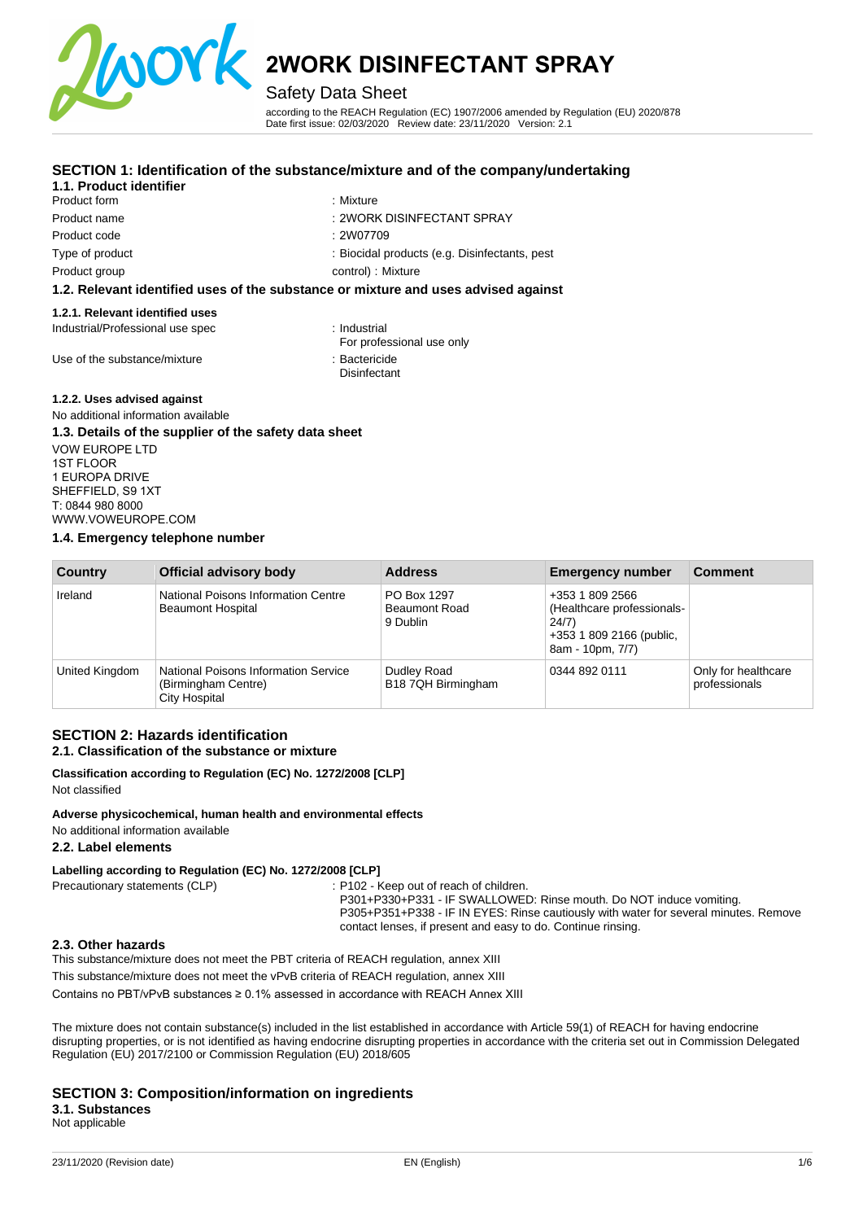# 2WORK DISINFECTANT SPRAY

Safety Data Sheet

according to the REACH Regulation (EC) 1907/2006 amended by Regulation (EU) 2020/878
Date first issue: 02/03/2020 Review date: 23/11/2020 Version: 2.1

## SECTION 1: Identification of the substance/mixture and of the company/undertaking

### 1.1. Product identifier

| | |
|---|---|
| Product form | : Mixture |
| Product name | : 2WORK DISINFECTANT SPRAY |
| Product code | : 2W07709 |
| Type of product | : Biocidal products (e.g. Disinfectants, pest |
| Product group | control) : Mixture |

### 1.2. Relevant identified uses of the substance or mixture and uses advised against

#### 1.2.1. Relevant identified uses

| | |
|---|---|
| Industrial/Professional use spec | : Industrial<br>For professional use only |
| Use of the substance/mixture | : Bactericide<br>Disinfectant |

#### 1.2.2. Uses advised against

No additional information available

### 1.3. Details of the supplier of the safety data sheet

VOW EUROPE LTD
1ST FLOOR
1 EUROPA DRIVE
SHEFFIELD, S9 1XT
T: 0844 980 8000
WWW.VOWEUROPE.COM

### 1.4. Emergency telephone number

| Country | Official advisory body | Address | Emergency number | Comment |
|---|---|---|---|---|
| Ireland | National Poisons Information Centre<br>Beaumont Hospital | PO Box 1297<br>Beaumont Road<br>9 Dublin | +353 1 809 2566 (Healthcare professionals-24/7)<br>+353 1 809 2166 (public, 8am - 10pm, 7/7) | |
| United Kingdom | National Poisons Information Service (Birmingham Centre)<br>City Hospital | Dudley Road<br>B18 7QH Birmingham | 0344 892 0111 | Only for healthcare professionals |

## SECTION 2: Hazards identification

### 2.1. Classification of the substance or mixture

**Classification according to Regulation (EC) No. 1272/2008 [CLP]**

Not classified

**Adverse physicochemical, human health and environmental effects**

No additional information available

### 2.2. Label elements

**Labelling according to Regulation (EC) No. 1272/2008 [CLP]**

Precautionary statements (CLP) : P102 - Keep out of reach of children.
P301+P330+P331 - IF SWALLOWED: Rinse mouth. Do NOT induce vomiting.
P305+P351+P338 - IF IN EYES: Rinse cautiously with water for several minutes. Remove contact lenses, if present and easy to do. Continue rinsing.

### 2.3. Other hazards

This substance/mixture does not meet the PBT criteria of REACH regulation, annex XIII

This substance/mixture does not meet the vPvB criteria of REACH regulation, annex XIII

Contains no PBT/vPvB substances ≥ 0.1% assessed in accordance with REACH Annex XIII

The mixture does not contain substance(s) included in the list established in accordance with Article 59(1) of REACH for having endocrine disrupting properties, or is not identified as having endocrine disrupting properties in accordance with the criteria set out in Commission Delegated Regulation (EU) 2017/2100 or Commission Regulation (EU) 2018/605

## SECTION 3: Composition/information on ingredients

### 3.1. Substances

Not applicable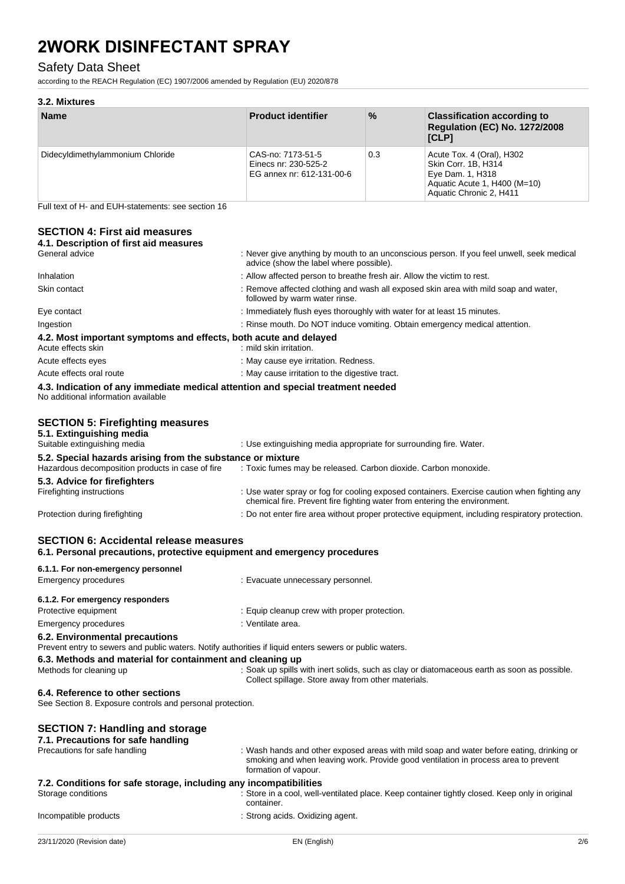### 3.2. Mixtures

| Name | Product identifier | % | Classification according to Regulation (EC) No. 1272/2008 [CLP] |
|---|---|---|---|
| Didecyldimethylammonium Chloride | CAS-no: 7173-51-5<br>Einecs nr: 230-525-2<br>EG annex nr: 612-131-00-6 | 0.3 | Acute Tox. 4 (Oral), H302<br>Skin Corr. 1B, H314<br>Eye Dam. 1, H318<br>Aquatic Acute 1, H400 (M=10)<br>Aquatic Chronic 2, H411 |

Full text of H- and EUH-statements: see section 16

## SECTION 4: First aid measures

### 4.1. Description of first aid measures

| | |
|---|---|
| General advice | : Never give anything by mouth to an unconscious person. If you feel unwell, seek medical advice (show the label where possible). |
| Inhalation | : Allow affected person to breathe fresh air. Allow the victim to rest. |
| Skin contact | : Remove affected clothing and wash all exposed skin area with mild soap and water, followed by warm water rinse. |
| Eye contact | : Immediately flush eyes thoroughly with water for at least 15 minutes. |
| Ingestion | : Rinse mouth. Do NOT induce vomiting. Obtain emergency medical attention. |

### 4.2. Most important symptoms and effects, both acute and delayed

| | |
|---|---|
| Acute effects skin | : mild skin irritation. |
| Acute effects eyes | : May cause eye irritation. Redness. |
| Acute effects oral route | : May cause irritation to the digestive tract. |

### 4.3. Indication of any immediate medical attention and special treatment needed

No additional information available

## SECTION 5: Firefighting measures

### 5.1. Extinguishing media

| | |
|---|---|
| Suitable extinguishing media | : Use extinguishing media appropriate for surrounding fire. Water. |

### 5.2. Special hazards arising from the substance or mixture

| | |
|---|---|
| Hazardous decomposition products in case of fire | : Toxic fumes may be released. Carbon dioxide. Carbon monoxide. |

### 5.3. Advice for firefighters

| | |
|---|---|
| Firefighting instructions | : Use water spray or fog for cooling exposed containers. Exercise caution when fighting any chemical fire. Prevent fire fighting water from entering the environment. |
| Protection during firefighting | : Do not enter fire area without proper protective equipment, including respiratory protection. |

## SECTION 6: Accidental release measures

### 6.1. Personal precautions, protective equipment and emergency procedures

#### 6.1.1. For non-emergency personnel

| | |
|---|---|
| Emergency procedures | : Evacuate unnecessary personnel. |

#### 6.1.2. For emergency responders

| | |
|---|---|
| Protective equipment | : Equip cleanup crew with proper protection. |
| Emergency procedures | : Ventilate area. |

### 6.2. Environmental precautions

Prevent entry to sewers and public waters. Notify authorities if liquid enters sewers or public waters.

### 6.3. Methods and material for containment and cleaning up

| | |
|---|---|
| Methods for cleaning up | : Soak up spills with inert solids, such as clay or diatomaceous earth as soon as possible. Collect spillage. Store away from other materials. |

### 6.4. Reference to other sections

See Section 8. Exposure controls and personal protection.

## SECTION 7: Handling and storage

### 7.1. Precautions for safe handling

| | |
|---|---|
| Precautions for safe handling | : Wash hands and other exposed areas with mild soap and water before eating, drinking or smoking and when leaving work. Provide good ventilation in process area to prevent formation of vapour. |

### 7.2. Conditions for safe storage, including any incompatibilities

| | |
|---|---|
| Storage conditions | : Store in a cool, well-ventilated place. Keep container tightly closed. Keep only in original container. |
| Incompatible products | : Strong acids. Oxidizing agent. |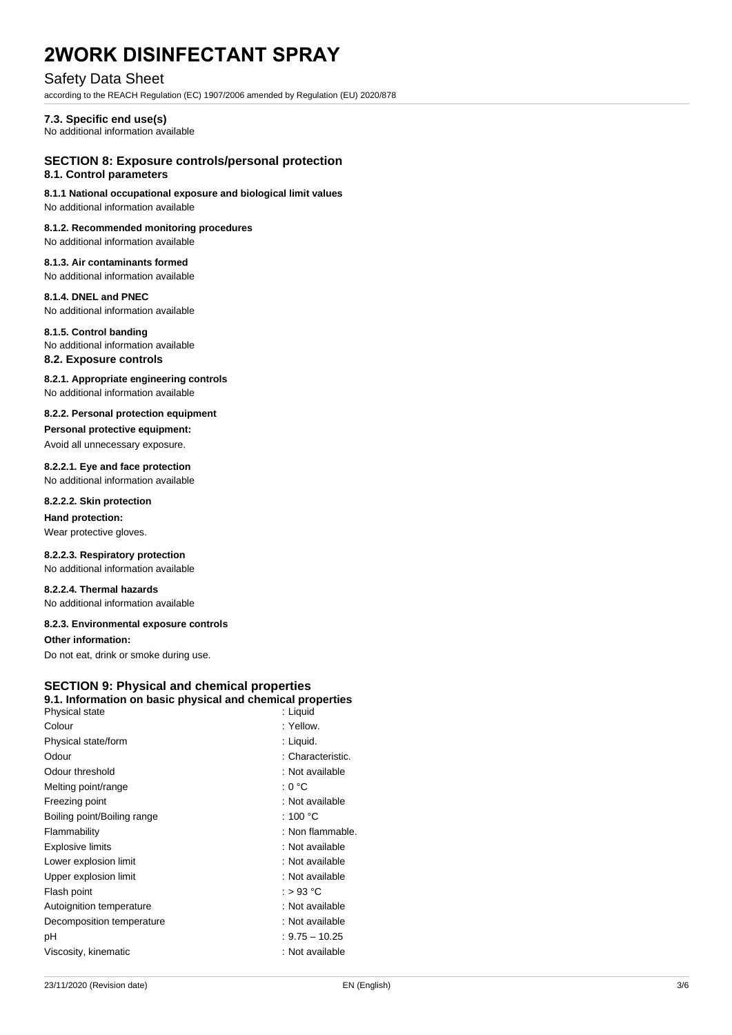### 7.3. Specific end use(s)

No additional information available

## SECTION 8: Exposure controls/personal protection

### 8.1. Control parameters

**8.1.1 National occupational exposure and biological limit values**

No additional information available

**8.1.2. Recommended monitoring procedures**

No additional information available

**8.1.3. Air contaminants formed**

No additional information available

**8.1.4. DNEL and PNEC**

No additional information available

**8.1.5. Control banding**

No additional information available

### 8.2. Exposure controls

**8.2.1. Appropriate engineering controls**

No additional information available

**8.2.2. Personal protection equipment**

**Personal protective equipment:**

Avoid all unnecessary exposure.

**8.2.2.1. Eye and face protection**

No additional information available

**8.2.2.2. Skin protection**

**Hand protection:**

Wear protective gloves.

**8.2.2.3. Respiratory protection**

No additional information available

**8.2.2.4. Thermal hazards**

No additional information available

**8.2.3. Environmental exposure controls**

**Other information:**

Do not eat, drink or smoke during use.

## SECTION 9: Physical and chemical properties

### 9.1. Information on basic physical and chemical properties

| | |
|---|---|
| Physical state | : Liquid |
| Colour | : Yellow. |
| Physical state/form | : Liquid. |
| Odour | : Characteristic. |
| Odour threshold | : Not available |
| Melting point/range | : 0 °C |
| Freezing point | : Not available |
| Boiling point/Boiling range | : 100 °C |
| Flammability | : Non flammable. |
| Explosive limits | : Not available |
| Lower explosion limit | : Not available |
| Upper explosion limit | : Not available |
| Flash point | : > 93 °C |
| Autoignition temperature | : Not available |
| Decomposition temperature | : Not available |
| pH | : 9.75 – 10.25 |
| Viscosity, kinematic | : Not available |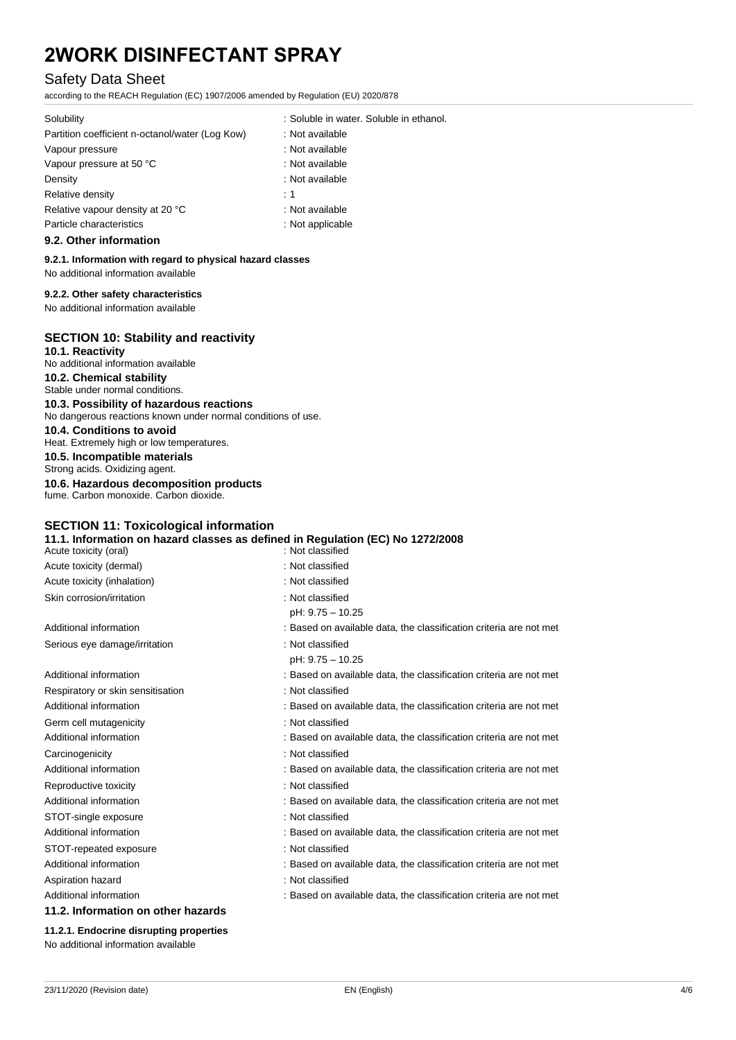| | |
|---|---|
| Solubility | : Soluble in water. Soluble in ethanol. |
| Partition coefficient n-octanol/water (Log Kow) | : Not available |
| Vapour pressure | : Not available |
| Vapour pressure at 50 °C | : Not available |
| Density | : Not available |
| Relative density | : 1 |
| Relative vapour density at 20 °C | : Not available |
| Particle characteristics | : Not applicable |

### 9.2. Other information

#### 9.2.1. Information with regard to physical hazard classes

No additional information available

#### 9.2.2. Other safety characteristics

No additional information available

## SECTION 10: Stability and reactivity

### 10.1. Reactivity

No additional information available

### 10.2. Chemical stability

Stable under normal conditions.

### 10.3. Possibility of hazardous reactions

No dangerous reactions known under normal conditions of use.

### 10.4. Conditions to avoid

Heat. Extremely high or low temperatures.

### 10.5. Incompatible materials

Strong acids. Oxidizing agent.

### 10.6. Hazardous decomposition products

fume. Carbon monoxide. Carbon dioxide.

## SECTION 11: Toxicological information

### 11.1. Information on hazard classes as defined in Regulation (EC) No 1272/2008

| | |
|---|---|
| Acute toxicity (oral) | : Not classified |
| Acute toxicity (dermal) | : Not classified |
| Acute toxicity (inhalation) | : Not classified |
| Skin corrosion/irritation | : Not classified<br>pH: 9.75 – 10.25 |
| Additional information | : Based on available data, the classification criteria are not met |
| Serious eye damage/irritation | : Not classified<br>pH: 9.75 – 10.25 |
| Additional information | : Based on available data, the classification criteria are not met |
| Respiratory or skin sensitisation | : Not classified |
| Additional information | : Based on available data, the classification criteria are not met |
| Germ cell mutagenicity | : Not classified |
| Additional information | : Based on available data, the classification criteria are not met |
| Carcinogenicity | : Not classified |
| Additional information | : Based on available data, the classification criteria are not met |
| Reproductive toxicity | : Not classified |
| Additional information | : Based on available data, the classification criteria are not met |
| STOT-single exposure | : Not classified |
| Additional information | : Based on available data, the classification criteria are not met |
| STOT-repeated exposure | : Not classified |
| Additional information | : Based on available data, the classification criteria are not met |
| Aspiration hazard | : Not classified |
| Additional information | : Based on available data, the classification criteria are not met |

### 11.2. Information on other hazards

#### 11.2.1. Endocrine disrupting properties

No additional information available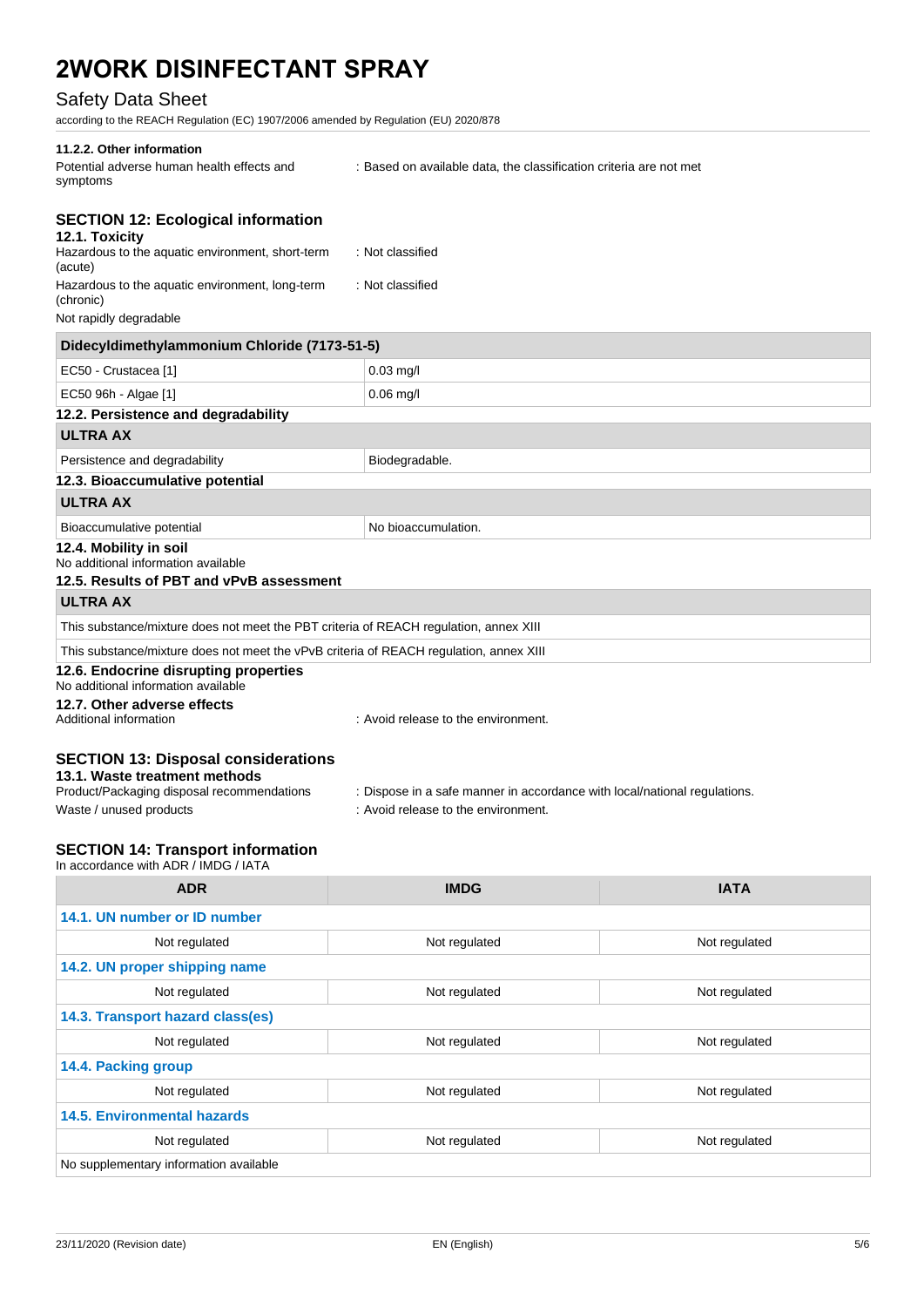#### 11.2.2. Other information

Potential adverse human health effects and symptoms : Based on available data, the classification criteria are not met

## SECTION 12: Ecological information

### 12.1. Toxicity

Hazardous to the aquatic environment, short-term (acute) : Not classified

Hazardous to the aquatic environment, long-term (chronic) : Not classified

Not rapidly degradable

| Didecyldimethylammonium Chloride (7173-51-5) | |
|---|---|
| EC50 - Crustacea [1] | 0.03 mg/l |
| EC50 96h - Algae [1] | 0.06 mg/l |

### 12.2. Persistence and degradability

| ULTRA AX | |
|---|---|
| Persistence and degradability | Biodegradable. |

### 12.3. Bioaccumulative potential

| ULTRA AX | |
|---|---|
| Bioaccumulative potential | No bioaccumulation. |

### 12.4. Mobility in soil

No additional information available

### 12.5. Results of PBT and vPvB assessment

| ULTRA AX |
|---|
| This substance/mixture does not meet the PBT criteria of REACH regulation, annex XIII |
| This substance/mixture does not meet the vPvB criteria of REACH regulation, annex XIII |

### 12.6. Endocrine disrupting properties

No additional information available

### 12.7. Other adverse effects

Additional information : Avoid release to the environment.

## SECTION 13: Disposal considerations

### 13.1. Waste treatment methods

Product/Packaging disposal recommendations : Dispose in a safe manner in accordance with local/national regulations.

Waste / unused products : Avoid release to the environment.

## SECTION 14: Transport information

In accordance with ADR / IMDG / IATA

| ADR | IMDG | IATA |
|---|---|---|
| **14.1. UN number or ID number** | | |
| Not regulated | Not regulated | Not regulated |
| **14.2. UN proper shipping name** | | |
| Not regulated | Not regulated | Not regulated |
| **14.3. Transport hazard class(es)** | | |
| Not regulated | Not regulated | Not regulated |
| **14.4. Packing group** | | |
| Not regulated | Not regulated | Not regulated |
| **14.5. Environmental hazards** | | |
| Not regulated | Not regulated | Not regulated |
| No supplementary information available | | |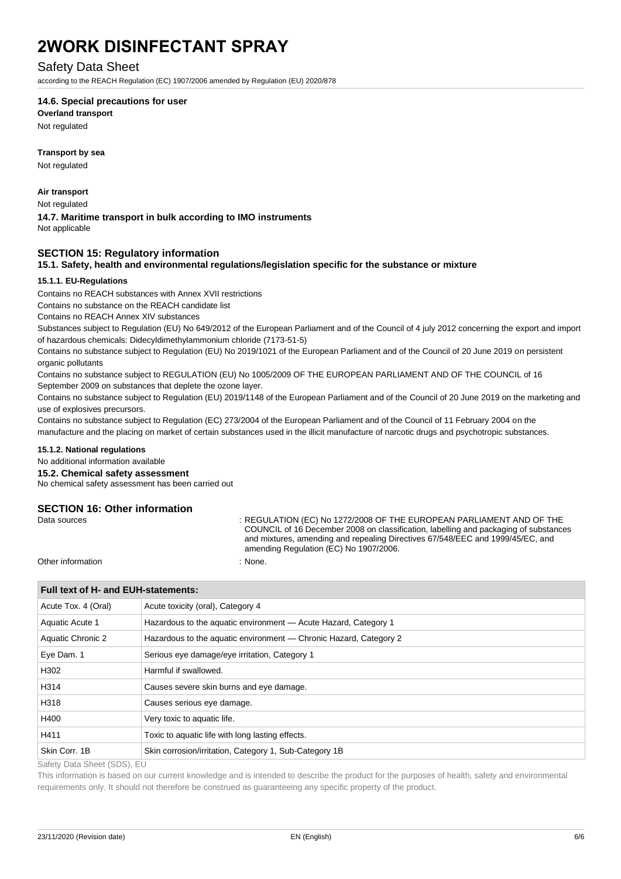#### 14.6. Special precautions for user

**Overland transport**

Not regulated

**Transport by sea**

Not regulated

**Air transport**

Not regulated

#### 14.7. Maritime transport in bulk according to IMO instruments

Not applicable

## SECTION 15: Regulatory information

### 15.1. Safety, health and environmental regulations/legislation specific for the substance or mixture

#### 15.1.1. EU-Regulations

Contains no REACH substances with Annex XVII restrictions

Contains no substance on the REACH candidate list

Contains no REACH Annex XIV substances

Substances subject to Regulation (EU) No 649/2012 of the European Parliament and of the Council of 4 july 2012 concerning the export and import of hazardous chemicals: Didecyldimethylammonium chloride (7173-51-5)

Contains no substance subject to Regulation (EU) No 2019/1021 of the European Parliament and of the Council of 20 June 2019 on persistent organic pollutants

Contains no substance subject to REGULATION (EU) No 1005/2009 OF THE EUROPEAN PARLIAMENT AND OF THE COUNCIL of 16 September 2009 on substances that deplete the ozone layer.

Contains no substance subject to Regulation (EU) 2019/1148 of the European Parliament and of the Council of 20 June 2019 on the marketing and use of explosives precursors.

Contains no substance subject to Regulation (EC) 273/2004 of the European Parliament and of the Council of 11 February 2004 on the manufacture and the placing on market of certain substances used in the illicit manufacture of narcotic drugs and psychotropic substances.

#### 15.1.2. National regulations

No additional information available

### 15.2. Chemical safety assessment

No chemical safety assessment has been carried out

## SECTION 16: Other information

Data sources : REGULATION (EC) No 1272/2008 OF THE EUROPEAN PARLIAMENT AND OF THE COUNCIL of 16 December 2008 on classification, labelling and packaging of substances and mixtures, amending and repealing Directives 67/548/EEC and 1999/45/EC, and amending Regulation (EC) No 1907/2006.

Other information : None.

| Full text of H- and EUH-statements: | |
| --- | --- |
| Acute Tox. 4 (Oral) | Acute toxicity (oral), Category 4 |
| Aquatic Acute 1 | Hazardous to the aquatic environment — Acute Hazard, Category 1 |
| Aquatic Chronic 2 | Hazardous to the aquatic environment — Chronic Hazard, Category 2 |
| Eye Dam. 1 | Serious eye damage/eye irritation, Category 1 |
| H302 | Harmful if swallowed. |
| H314 | Causes severe skin burns and eye damage. |
| H318 | Causes serious eye damage. |
| H400 | Very toxic to aquatic life. |
| H411 | Toxic to aquatic life with long lasting effects. |
| Skin Corr. 1B | Skin corrosion/irritation, Category 1, Sub-Category 1B |

Safety Data Sheet (SDS), EU

This information is based on our current knowledge and is intended to describe the product for the purposes of health, safety and environmental requirements only. It should not therefore be construed as guaranteeing any specific property of the product.